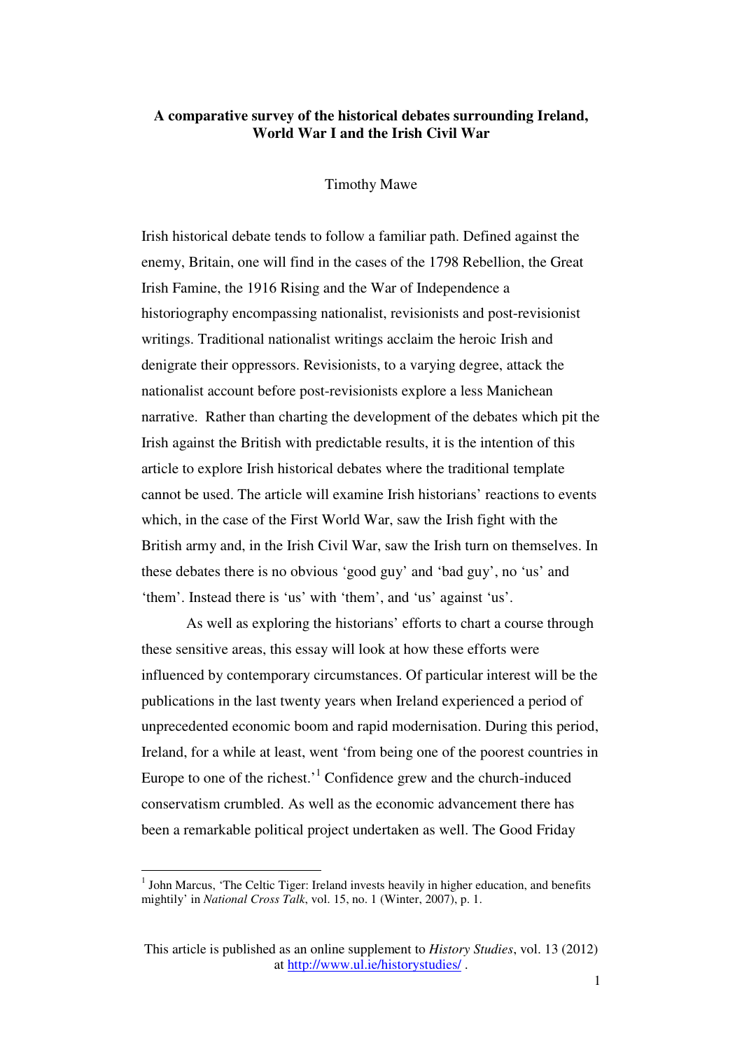# A comparative survey of the historical debates surrounding Ireland, World War I and the Irish Civil War

Timothy Mawe

Irish historical debate tends to follow a familiar path. Defined against the enemy, Britain, one will find in the cases of the 1798 Rebellion, the Great Irish Famine, the 1916 Rising and the War of Independence a historiography encompassing nationalist, revisionists and post-revisionist writings. Traditional nationalist writings acclaim the heroic Irish and denigrate their oppressors. Revisionists, to a varying degree, attack the nationalist account before post-revisionists explore a less Manichean narrative. Rather than charting the development of the debates which pit the Irish against the British with predictable results, it is the intention of this article to explore Irish historical debates where the traditional template cannot be used. The article will examine Irish historians' reactions to events which, in the case of the First World War, saw the Irish fight with the British army and, in the Irish Civil War, saw the Irish turn on themselves. In these debates there is no obvious 'good guy' and 'bad guy', no 'us' and 'them'. Instead there is 'us' with 'them', and 'us' against 'us'.

As well as exploring the historians' efforts to chart a course through these sensitive areas, this essay will look at how these efforts were influenced by contemporary circumstances. Of particular interest will be the publications in the last twenty years when Ireland experienced a period of unprecedented economic boom and rapid modernisation. During this period, Ireland, for a while at least, went 'from being one of the poorest countries in Europe to one of the richest.'[1] Confidence grew and the church-induced conservatism crumbled. As well as the economic advancement there has been a remarkable political project undertaken as well. The Good Friday

[1] John Marcus, 'The Celtic Tiger: Ireland invests heavily in higher education, and benefits mightily' in *National Cross Talk*, vol. 15, no. 1 (Winter, 2007), p. 1.

This article is published as an online supplement to *History Studies*, vol. 13 (2012) at http://www.ul.ie/historystudies/ .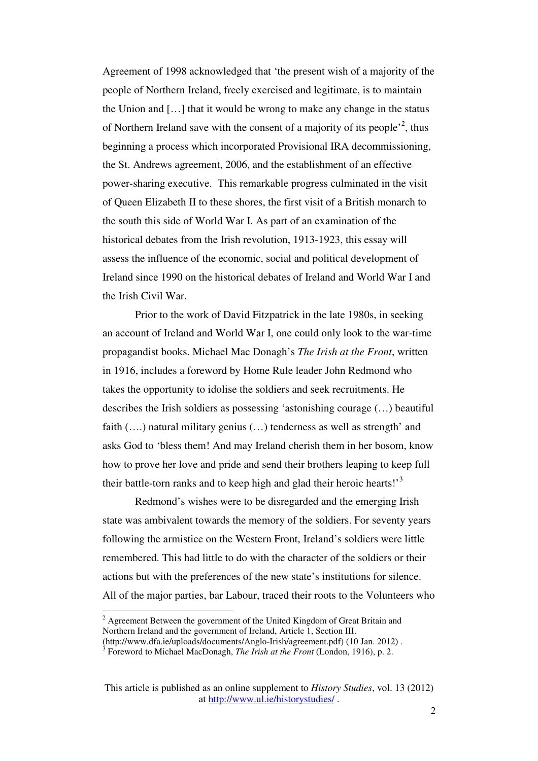Agreement of 1998 acknowledged that 'the present wish of a majority of the people of Northern Ireland, freely exercised and legitimate, is to maintain the Union and […] that it would be wrong to make any change in the status of Northern Ireland save with the consent of a majority of its people'[2], thus beginning a process which incorporated Provisional IRA decommissioning, the St. Andrews agreement, 2006, and the establishment of an effective power-sharing executive. This remarkable progress culminated in the visit of Queen Elizabeth II to these shores, the first visit of a British monarch to the south this side of World War I. As part of an examination of the historical debates from the Irish revolution, 1913-1923, this essay will assess the influence of the economic, social and political development of Ireland since 1990 on the historical debates of Ireland and World War I and the Irish Civil War.

Prior to the work of David Fitzpatrick in the late 1980s, in seeking an account of Ireland and World War I, one could only look to the war-time propagandist books. Michael Mac Donagh's *The Irish at the Front*, written in 1916, includes a foreword by Home Rule leader John Redmond who takes the opportunity to idolise the soldiers and seek recruitments. He describes the Irish soldiers as possessing 'astonishing courage (…) beautiful faith (….) natural military genius (…) tenderness as well as strength' and asks God to 'bless them! And may Ireland cherish them in her bosom, know how to prove her love and pride and send their brothers leaping to keep full their battle-torn ranks and to keep high and glad their heroic hearts!'[3]

Redmond's wishes were to be disregarded and the emerging Irish state was ambivalent towards the memory of the soldiers. For seventy years following the armistice on the Western Front, Ireland's soldiers were little remembered. This had little to do with the character of the soldiers or their actions but with the preferences of the new state's institutions for silence. All of the major parties, bar Labour, traced their roots to the Volunteers who

[2] Agreement Between the government of the United Kingdom of Great Britain and Northern Ireland and the government of Ireland, Article 1, Section III. (http://www.dfa.ie/uploads/documents/Anglo-Irish/agreement.pdf) (10 Jan. 2012) .

[3] Foreword to Michael MacDonagh, *The Irish at the Front* (London, 1916), p. 2.

This article is published as an online supplement to *History Studies*, vol. 13 (2012) at http://www.ul.ie/historystudies/ .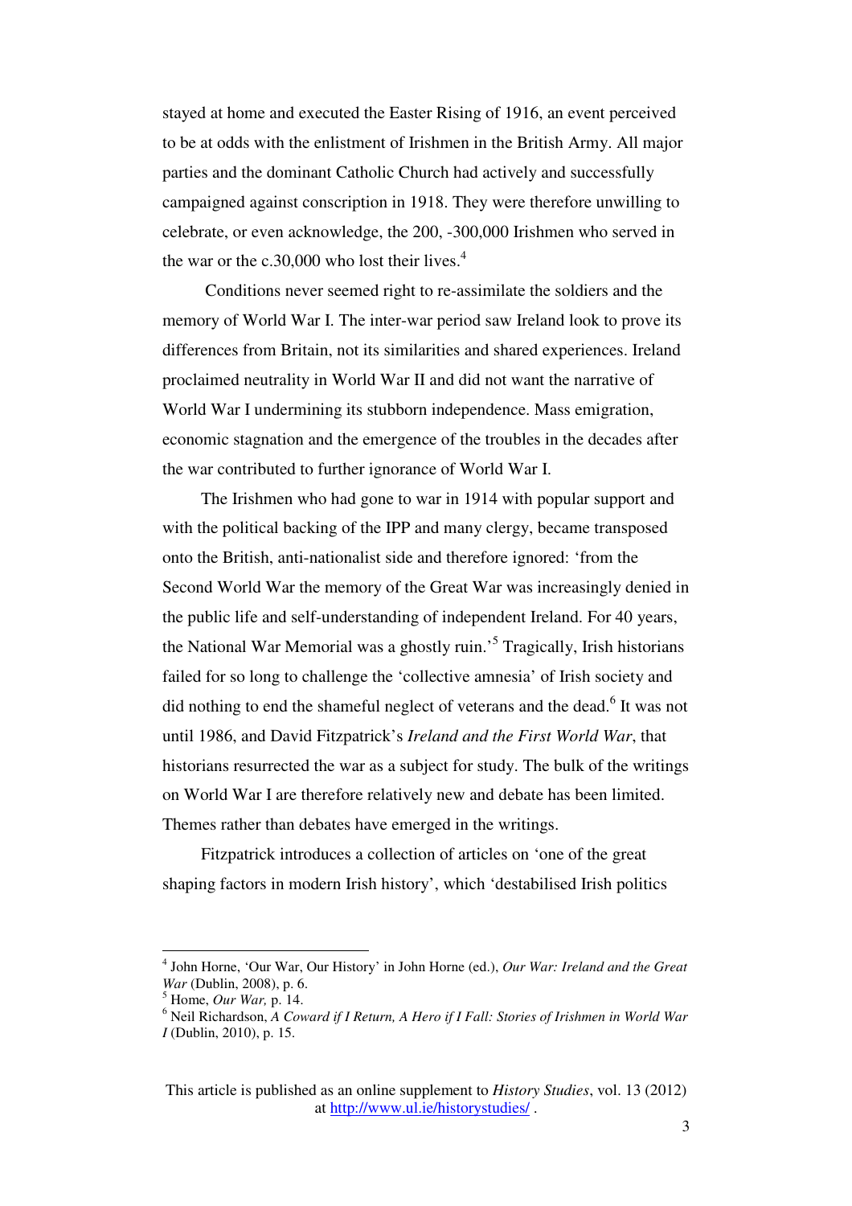stayed at home and executed the Easter Rising of 1916, an event perceived to be at odds with the enlistment of Irishmen in the British Army. All major parties and the dominant Catholic Church had actively and successfully campaigned against conscription in 1918. They were therefore unwilling to celebrate, or even acknowledge, the 200, -300,000 Irishmen who served in the war or the c.30,000 who lost their lives.[4]

Conditions never seemed right to re-assimilate the soldiers and the memory of World War I. The inter-war period saw Ireland look to prove its differences from Britain, not its similarities and shared experiences. Ireland proclaimed neutrality in World War II and did not want the narrative of World War I undermining its stubborn independence. Mass emigration, economic stagnation and the emergence of the troubles in the decades after the war contributed to further ignorance of World War I.

The Irishmen who had gone to war in 1914 with popular support and with the political backing of the IPP and many clergy, became transposed onto the British, anti-nationalist side and therefore ignored: 'from the Second World War the memory of the Great War was increasingly denied in the public life and self-understanding of independent Ireland. For 40 years, the National War Memorial was a ghostly ruin.'[5] Tragically, Irish historians failed for so long to challenge the 'collective amnesia' of Irish society and did nothing to end the shameful neglect of veterans and the dead.[6] It was not until 1986, and David Fitzpatrick's *Ireland and the First World War*, that historians resurrected the war as a subject for study. The bulk of the writings on World War I are therefore relatively new and debate has been limited. Themes rather than debates have emerged in the writings.

Fitzpatrick introduces a collection of articles on 'one of the great shaping factors in modern Irish history', which 'destabilised Irish politics

---

[4] John Horne, 'Our War, Our History' in John Horne (ed.), *Our War: Ireland and the Great War* (Dublin, 2008), p. 6.

[5] Home, *Our War,* p. 14.

[6] Neil Richardson, *A Coward if I Return, A Hero if I Fall: Stories of Irishmen in World War I* (Dublin, 2010), p. 15.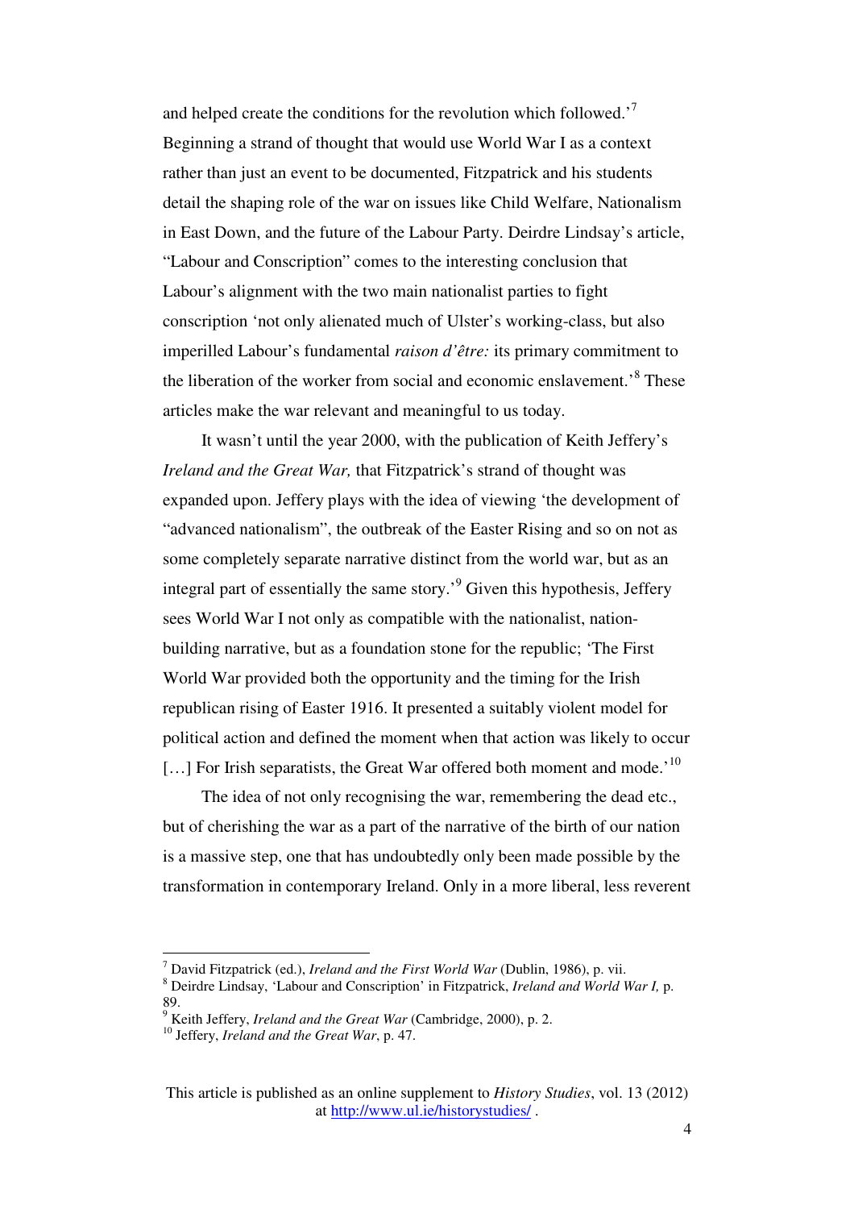and helped create the conditions for the revolution which followed.'[7] Beginning a strand of thought that would use World War I as a context rather than just an event to be documented, Fitzpatrick and his students detail the shaping role of the war on issues like Child Welfare, Nationalism in East Down, and the future of the Labour Party. Deirdre Lindsay's article, "Labour and Conscription" comes to the interesting conclusion that Labour's alignment with the two main nationalist parties to fight conscription 'not only alienated much of Ulster's working-class, but also imperilled Labour's fundamental *raison d'être:* its primary commitment to the liberation of the worker from social and economic enslavement.'[8] These articles make the war relevant and meaningful to us today.

It wasn't until the year 2000, with the publication of Keith Jeffery's *Ireland and the Great War,* that Fitzpatrick's strand of thought was expanded upon. Jeffery plays with the idea of viewing 'the development of "advanced nationalism", the outbreak of the Easter Rising and so on not as some completely separate narrative distinct from the world war, but as an integral part of essentially the same story.'[9] Given this hypothesis, Jeffery sees World War I not only as compatible with the nationalist, nation-building narrative, but as a foundation stone for the republic; 'The First World War provided both the opportunity and the timing for the Irish republican rising of Easter 1916. It presented a suitably violent model for political action and defined the moment when that action was likely to occur [...] For Irish separatists, the Great War offered both moment and mode.'[10]

The idea of not only recognising the war, remembering the dead etc., but of cherishing the war as a part of the narrative of the birth of our nation is a massive step, one that has undoubtedly only been made possible by the transformation in contemporary Ireland. Only in a more liberal, less reverent

---

[7] David Fitzpatrick (ed.), *Ireland and the First World War* (Dublin, 1986), p. vii.

[8] Deirdre Lindsay, 'Labour and Conscription' in Fitzpatrick, *Ireland and World War I,* p. 89.

[9] Keith Jeffery, *Ireland and the Great War* (Cambridge, 2000), p. 2.

[10] Jeffery, *Ireland and the Great War*, p. 47.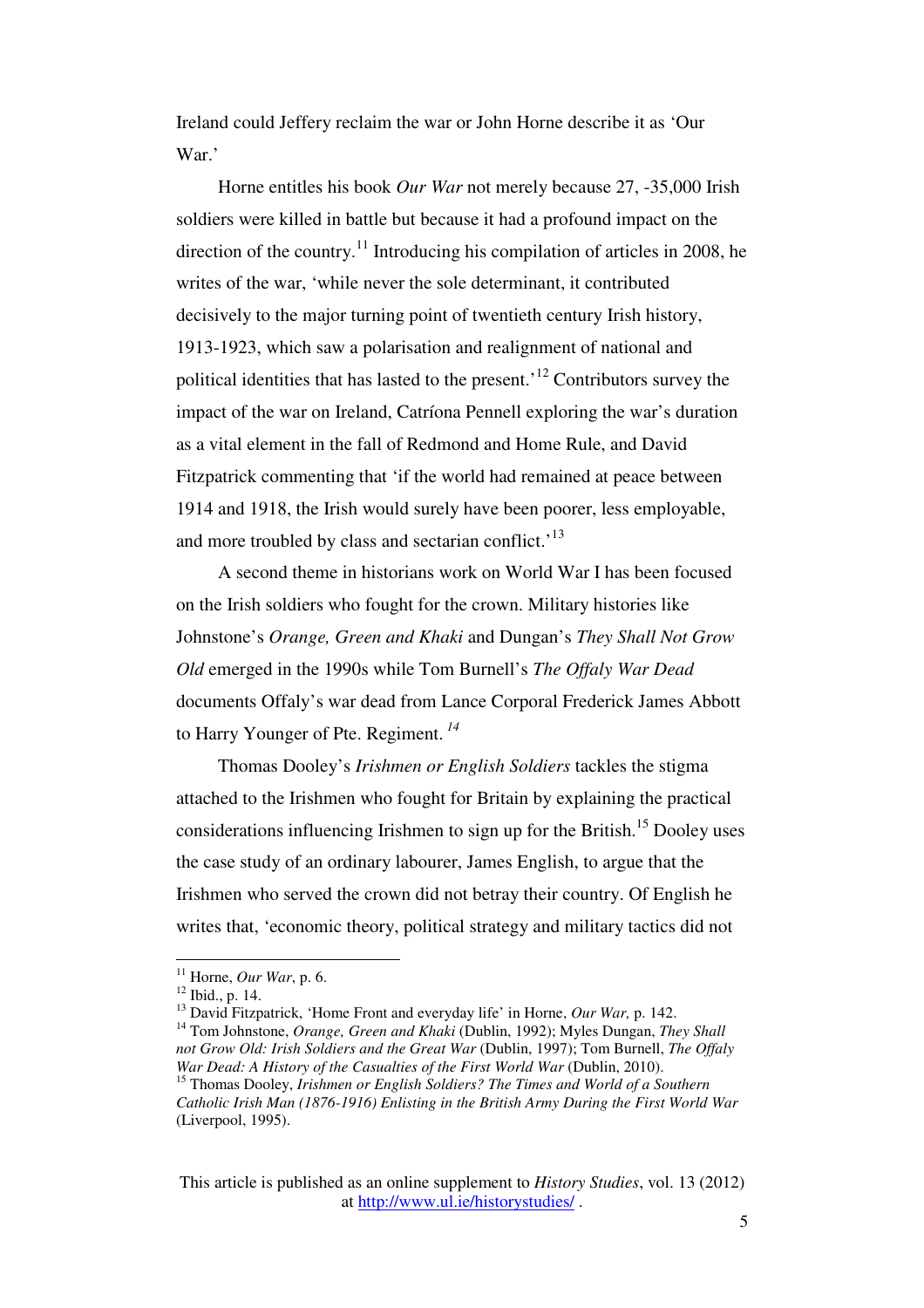Ireland could Jeffery reclaim the war or John Horne describe it as 'Our War.'

Horne entitles his book *Our War* not merely because 27, -35,000 Irish soldiers were killed in battle but because it had a profound impact on the direction of the country.[11] Introducing his compilation of articles in 2008, he writes of the war, 'while never the sole determinant, it contributed decisively to the major turning point of twentieth century Irish history, 1913-1923, which saw a polarisation and realignment of national and political identities that has lasted to the present.'[12] Contributors survey the impact of the war on Ireland, Catríona Pennell exploring the war's duration as a vital element in the fall of Redmond and Home Rule, and David Fitzpatrick commenting that 'if the world had remained at peace between 1914 and 1918, the Irish would surely have been poorer, less employable, and more troubled by class and sectarian conflict.'[13]

A second theme in historians work on World War I has been focused on the Irish soldiers who fought for the crown. Military histories like Johnstone's *Orange, Green and Khaki* and Dungan's *They Shall Not Grow Old* emerged in the 1990s while Tom Burnell's *The Offaly War Dead* documents Offaly's war dead from Lance Corporal Frederick James Abbott to Harry Younger of Pte. Regiment. [14]

Thomas Dooley's *Irishmen or English Soldiers* tackles the stigma attached to the Irishmen who fought for Britain by explaining the practical considerations influencing Irishmen to sign up for the British.[15] Dooley uses the case study of an ordinary labourer, James English, to argue that the Irishmen who served the crown did not betray their country. Of English he writes that, 'economic theory, political strategy and military tactics did not

---

[11] Horne, *Our War*, p. 6.

[12] Ibid., p. 14.

[13] David Fitzpatrick, 'Home Front and everyday life' in Horne, *Our War,* p. 142.

[14] Tom Johnstone, *Orange, Green and Khaki* (Dublin, 1992); Myles Dungan, *They Shall not Grow Old: Irish Soldiers and the Great War* (Dublin, 1997); Tom Burnell, *The Offaly War Dead: A History of the Casualties of the First World War* (Dublin, 2010).

[15] Thomas Dooley, *Irishmen or English Soldiers? The Times and World of a Southern Catholic Irish Man (1876-1916) Enlisting in the British Army During the First World War* (Liverpool, 1995).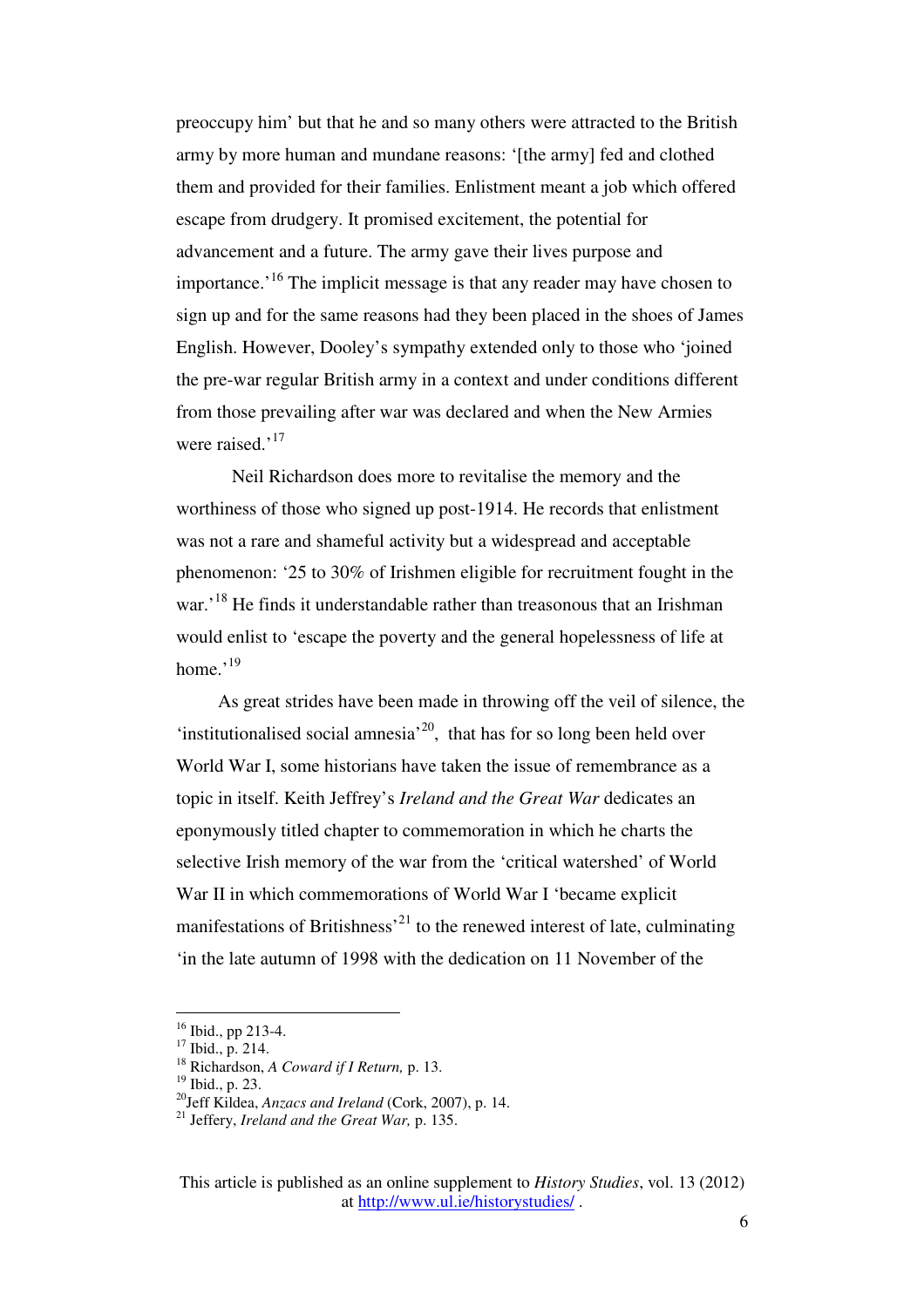preoccupy him' but that he and so many others were attracted to the British army by more human and mundane reasons: '[the army] fed and clothed them and provided for their families. Enlistment meant a job which offered escape from drudgery. It promised excitement, the potential for advancement and a future. The army gave their lives purpose and importance.'[16] The implicit message is that any reader may have chosen to sign up and for the same reasons had they been placed in the shoes of James English. However, Dooley's sympathy extended only to those who 'joined the pre-war regular British army in a context and under conditions different from those prevailing after war was declared and when the New Armies were raised.'[17]

Neil Richardson does more to revitalise the memory and the worthiness of those who signed up post-1914. He records that enlistment was not a rare and shameful activity but a widespread and acceptable phenomenon: '25 to 30% of Irishmen eligible for recruitment fought in the war.'[18] He finds it understandable rather than treasonous that an Irishman would enlist to 'escape the poverty and the general hopelessness of life at home.'[19]

As great strides have been made in throwing off the veil of silence, the 'institutionalised social amnesia'[20], that has for so long been held over World War I, some historians have taken the issue of remembrance as a topic in itself. Keith Jeffrey's *Ireland and the Great War* dedicates an eponymously titled chapter to commemoration in which he charts the selective Irish memory of the war from the 'critical watershed' of World War II in which commemorations of World War I 'became explicit manifestations of Britishness'[21] to the renewed interest of late, culminating 'in the late autumn of 1998 with the dedication on 11 November of the

---

[16] Ibid., pp 213-4.
[17] Ibid., p. 214.
[18] Richardson, *A Coward if I Return,* p. 13.
[19] Ibid., p. 23.
[20] Jeff Kildea, *Anzacs and Ireland* (Cork, 2007), p. 14.
[21] Jeffery, *Ireland and the Great War,* p. 135.

This article is published as an online supplement to *History Studies*, vol. 13 (2012) at http://www.ul.ie/historystudies/ .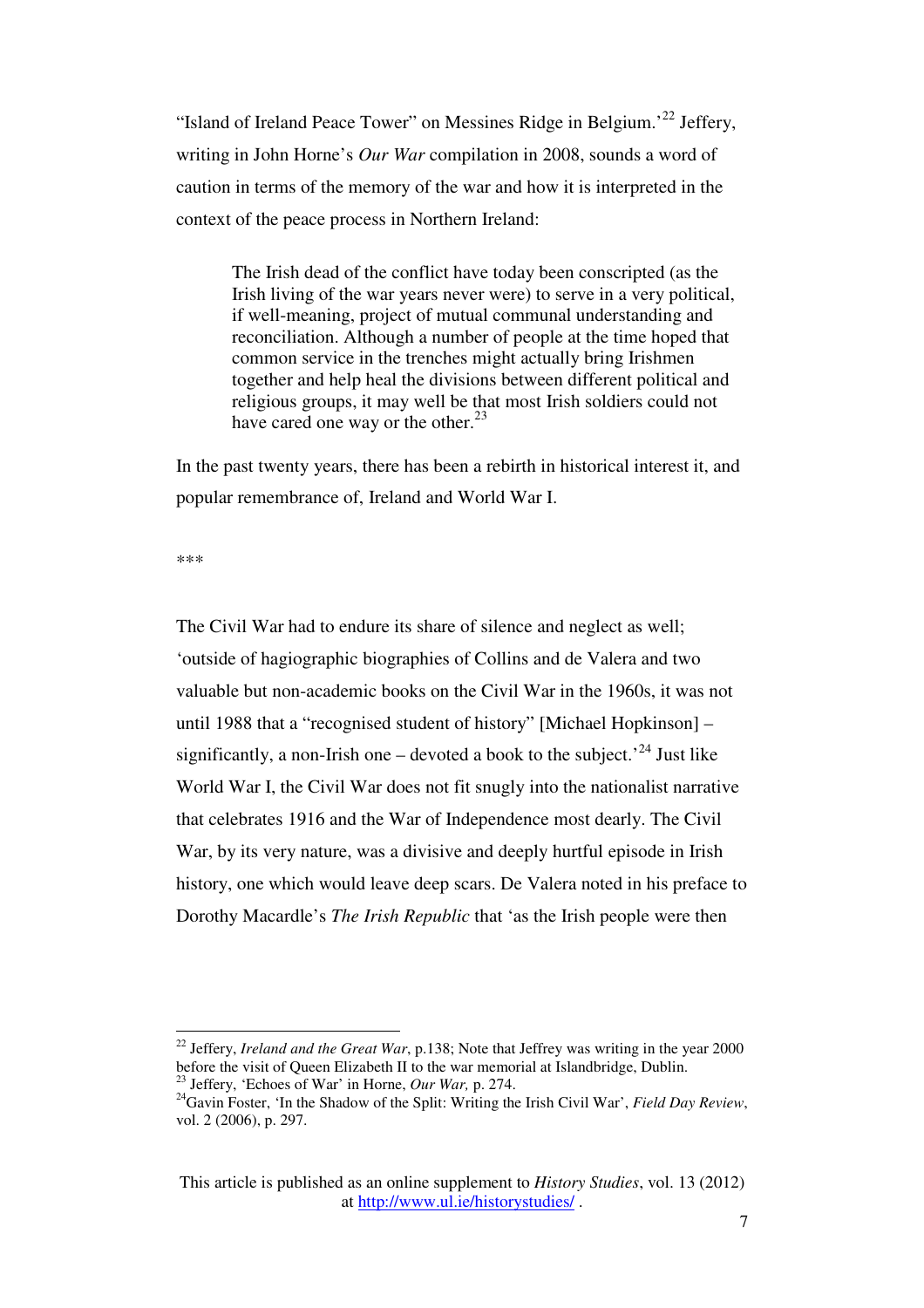"Island of Ireland Peace Tower" on Messines Ridge in Belgium.'[22] Jeffery, writing in John Horne's *Our War* compilation in 2008, sounds a word of caution in terms of the memory of the war and how it is interpreted in the context of the peace process in Northern Ireland:

> The Irish dead of the conflict have today been conscripted (as the Irish living of the war years never were) to serve in a very political, if well-meaning, project of mutual communal understanding and reconciliation. Although a number of people at the time hoped that common service in the trenches might actually bring Irishmen together and help heal the divisions between different political and religious groups, it may well be that most Irish soldiers could not have cared one way or the other.[23]

In the past twenty years, there has been a rebirth in historical interest it, and popular remembrance of, Ireland and World War I.

***

The Civil War had to endure its share of silence and neglect as well; 'outside of hagiographic biographies of Collins and de Valera and two valuable but non-academic books on the Civil War in the 1960s, it was not until 1988 that a "recognised student of history" [Michael Hopkinson] – significantly, a non-Irish one – devoted a book to the subject.'[24] Just like World War I, the Civil War does not fit snugly into the nationalist narrative that celebrates 1916 and the War of Independence most dearly. The Civil War, by its very nature, was a divisive and deeply hurtful episode in Irish history, one which would leave deep scars. De Valera noted in his preface to Dorothy Macardle's *The Irish Republic* that 'as the Irish people were then

---

[22] Jeffery, *Ireland and the Great War*, p.138; Note that Jeffrey was writing in the year 2000 before the visit of Queen Elizabeth II to the war memorial at Islandbridge, Dublin.

[23] Jeffery, 'Echoes of War' in Horne, *Our War,* p. 274.

[24] Gavin Foster, 'In the Shadow of the Split: Writing the Irish Civil War', *Field Day Review*, vol. 2 (2006), p. 297.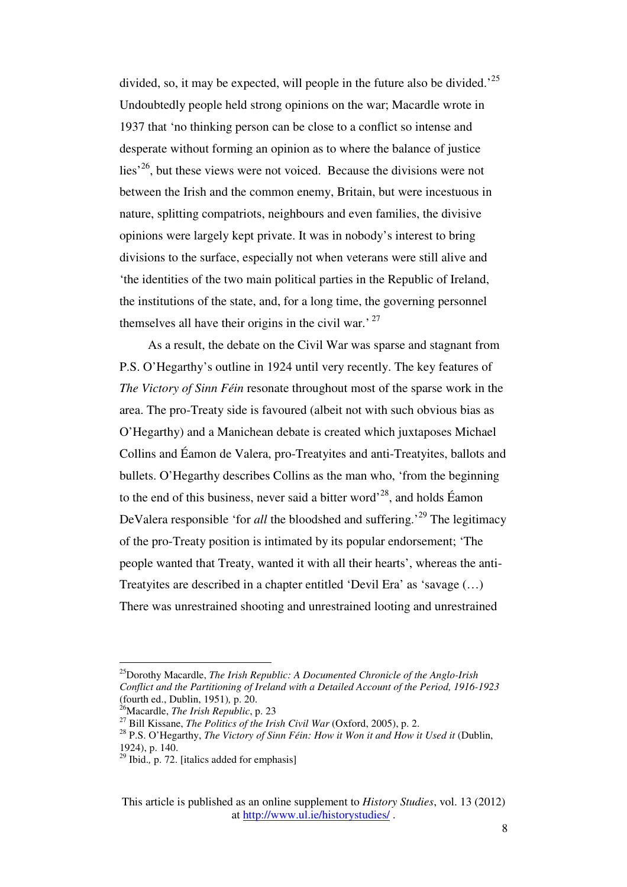divided, so, it may be expected, will people in the future also be divided.'[25] Undoubtedly people held strong opinions on the war; Macardle wrote in 1937 that 'no thinking person can be close to a conflict so intense and desperate without forming an opinion as to where the balance of justice lies'[26], but these views were not voiced. Because the divisions were not between the Irish and the common enemy, Britain, but were incestuous in nature, splitting compatriots, neighbours and even families, the divisive opinions were largely kept private. It was in nobody's interest to bring divisions to the surface, especially not when veterans were still alive and 'the identities of the two main political parties in the Republic of Ireland, the institutions of the state, and, for a long time, the governing personnel themselves all have their origins in the civil war.' [27]

As a result, the debate on the Civil War was sparse and stagnant from P.S. O'Hegarthy's outline in 1924 until very recently. The key features of *The Victory of Sinn Féin* resonate throughout most of the sparse work in the area. The pro-Treaty side is favoured (albeit not with such obvious bias as O'Hegarthy) and a Manichean debate is created which juxtaposes Michael Collins and Éamon de Valera, pro-Treatyites and anti-Treatyites, ballots and bullets. O'Hegarthy describes Collins as the man who, 'from the beginning to the end of this business, never said a bitter word'[28], and holds Éamon DeValera responsible 'for *all* the bloodshed and suffering.'[29] The legitimacy of the pro-Treaty position is intimated by its popular endorsement; 'The people wanted that Treaty, wanted it with all their hearts', whereas the anti-Treatyites are described in a chapter entitled 'Devil Era' as 'savage (…) There was unrestrained shooting and unrestrained looting and unrestrained

---

[25] Dorothy Macardle, *The Irish Republic: A Documented Chronicle of the Anglo-Irish Conflict and the Partitioning of Ireland with a Detailed Account of the Period, 1916-1923* (fourth ed., Dublin, 1951), p. 20.

[26] Macardle, *The Irish Republic*, p. 23

[27] Bill Kissane, *The Politics of the Irish Civil War* (Oxford, 2005), p. 2.

[28] P.S. O'Hegarthy, *The Victory of Sinn Féin: How it Won it and How it Used it* (Dublin, 1924), p. 140.

[29] Ibid., p. 72. [italics added for emphasis]

This article is published as an online supplement to *History Studies*, vol. 13 (2012) at http://www.ul.ie/historystudies/ .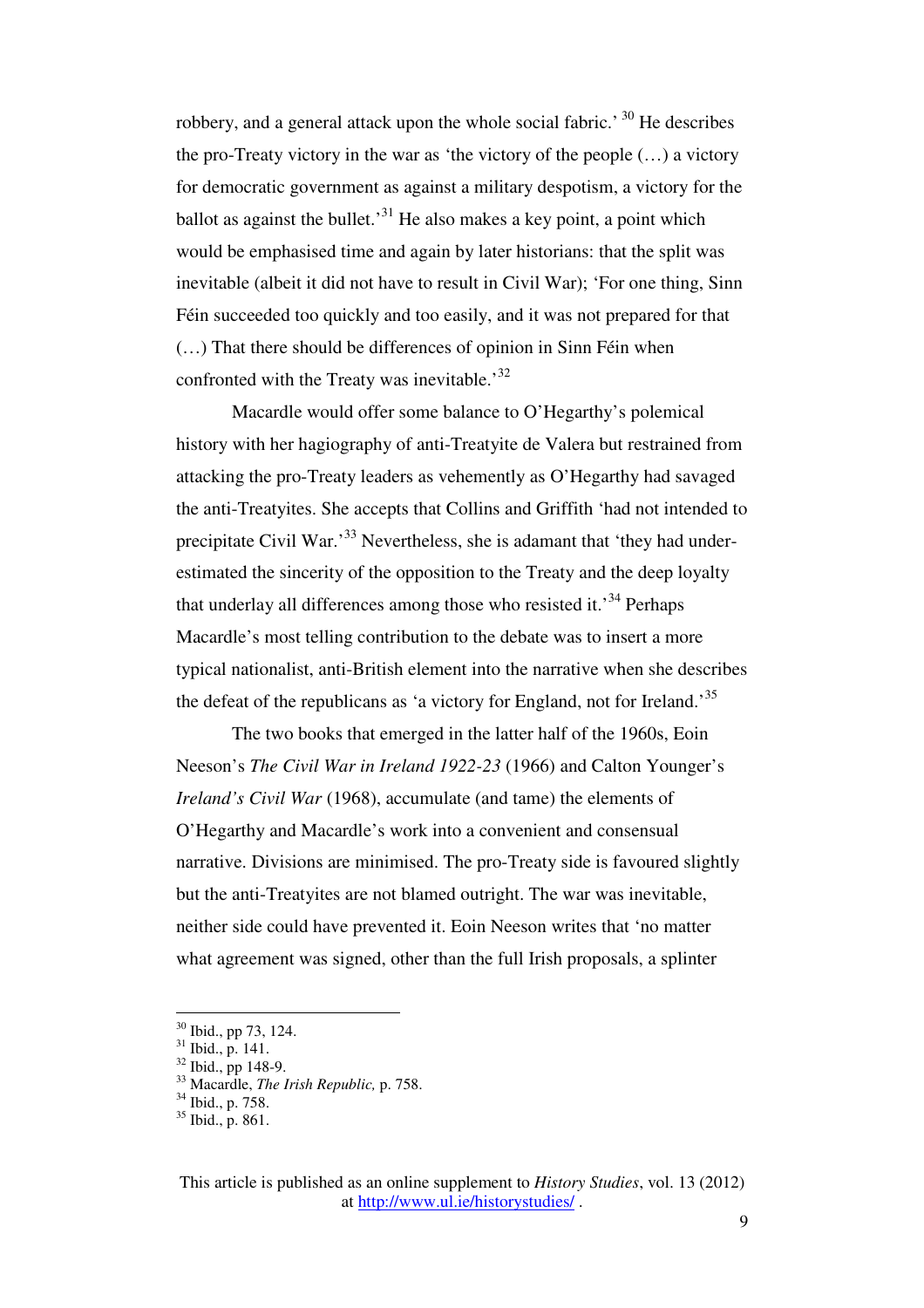robbery, and a general attack upon the whole social fabric.' [30] He describes the pro-Treaty victory in the war as 'the victory of the people (…) a victory for democratic government as against a military despotism, a victory for the ballot as against the bullet.'[31] He also makes a key point, a point which would be emphasised time and again by later historians: that the split was inevitable (albeit it did not have to result in Civil War); 'For one thing, Sinn Féin succeeded too quickly and too easily, and it was not prepared for that (…) That there should be differences of opinion in Sinn Féin when confronted with the Treaty was inevitable.'[32]

Macardle would offer some balance to O'Hegarthy's polemical history with her hagiography of anti-Treatyite de Valera but restrained from attacking the pro-Treaty leaders as vehemently as O'Hegarthy had savaged the anti-Treatyites. She accepts that Collins and Griffith 'had not intended to precipitate Civil War.'[33] Nevertheless, she is adamant that 'they had under-estimated the sincerity of the opposition to the Treaty and the deep loyalty that underlay all differences among those who resisted it.'[34] Perhaps Macardle's most telling contribution to the debate was to insert a more typical nationalist, anti-British element into the narrative when she describes the defeat of the republicans as 'a victory for England, not for Ireland.'[35]

The two books that emerged in the latter half of the 1960s, Eoin Neeson's *The Civil War in Ireland 1922-23* (1966) and Calton Younger's *Ireland's Civil War* (1968), accumulate (and tame) the elements of O'Hegarthy and Macardle's work into a convenient and consensual narrative. Divisions are minimised. The pro-Treaty side is favoured slightly but the anti-Treatyites are not blamed outright. The war was inevitable, neither side could have prevented it. Eoin Neeson writes that 'no matter what agreement was signed, other than the full Irish proposals, a splinter

---

[30] Ibid., pp 73, 124.
[31] Ibid., p. 141.
[32] Ibid., pp 148-9.
[33] Macardle, *The Irish Republic,* p. 758.
[34] Ibid., p. 758.
[35] Ibid., p. 861.

This article is published as an online supplement to *History Studies*, vol. 13 (2012) at http://www.ul.ie/historystudies/ .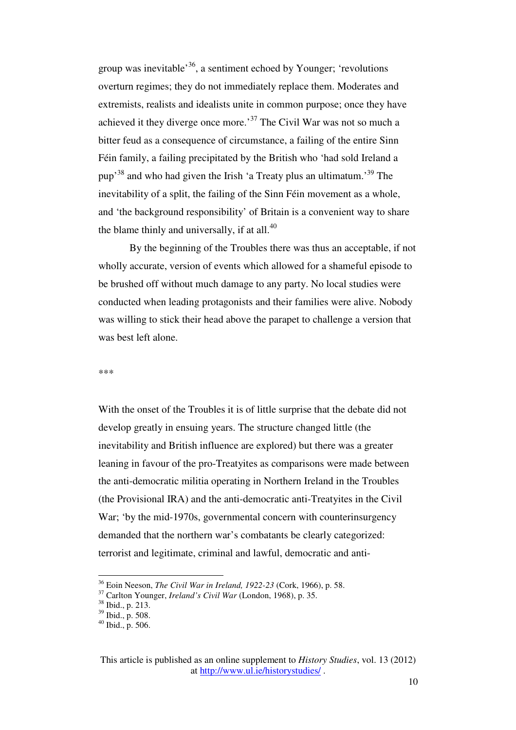group was inevitable'[36], a sentiment echoed by Younger; 'revolutions overturn regimes; they do not immediately replace them. Moderates and extremists, realists and idealists unite in common purpose; once they have achieved it they diverge once more.'[37] The Civil War was not so much a bitter feud as a consequence of circumstance, a failing of the entire Sinn Féin family, a failing precipitated by the British who 'had sold Ireland a pup'[38] and who had given the Irish 'a Treaty plus an ultimatum.'[39] The inevitability of a split, the failing of the Sinn Féin movement as a whole, and 'the background responsibility' of Britain is a convenient way to share the blame thinly and universally, if at all.[40]

By the beginning of the Troubles there was thus an acceptable, if not wholly accurate, version of events which allowed for a shameful episode to be brushed off without much damage to any party. No local studies were conducted when leading protagonists and their families were alive. Nobody was willing to stick their head above the parapet to challenge a version that was best left alone.

***

With the onset of the Troubles it is of little surprise that the debate did not develop greatly in ensuing years. The structure changed little (the inevitability and British influence are explored) but there was a greater leaning in favour of the pro-Treatyites as comparisons were made between the anti-democratic militia operating in Northern Ireland in the Troubles (the Provisional IRA) and the anti-democratic anti-Treatyites in the Civil War; 'by the mid-1970s, governmental concern with counterinsurgency demanded that the northern war's combatants be clearly categorized: terrorist and legitimate, criminal and lawful, democratic and anti-

---

[36] Eoin Neeson, *The Civil War in Ireland, 1922-23* (Cork, 1966), p. 58.

[37] Carlton Younger, *Ireland's Civil War* (London, 1968), p. 35.

[38] Ibid., p. 213.

[39] Ibid., p. 508.

[40] Ibid., p. 506.

This article is published as an online supplement to *History Studies*, vol. 13 (2012) at http://www.ul.ie/historystudies/ .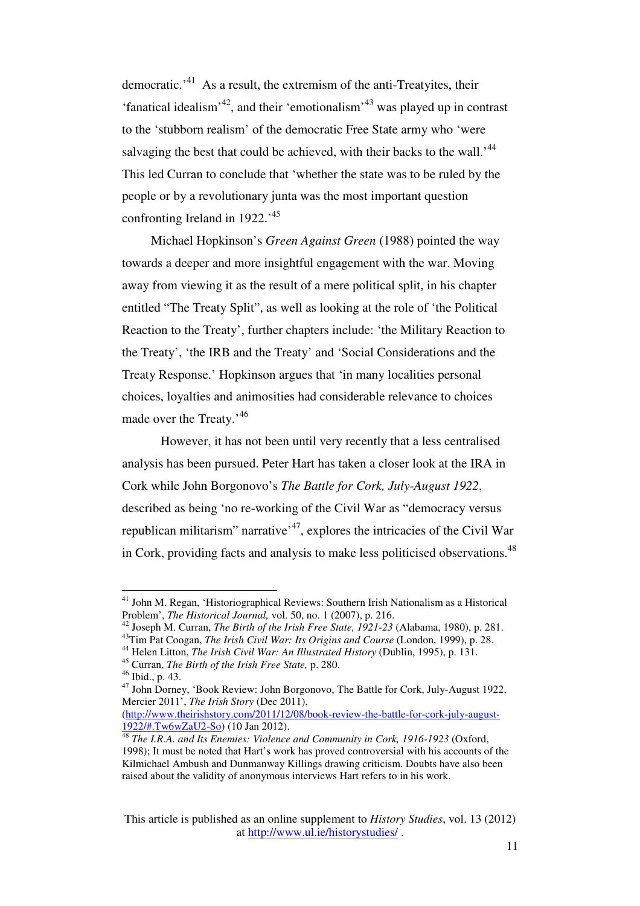democratic.'[41] As a result, the extremism of the anti-Treatyites, their 'fanatical idealism'[42], and their 'emotionalism'[43] was played up in contrast to the 'stubborn realism' of the democratic Free State army who 'were salvaging the best that could be achieved, with their backs to the wall.'[44] This led Curran to conclude that 'whether the state was to be ruled by the people or by a revolutionary junta was the most important question confronting Ireland in 1922.'[45]

Michael Hopkinson's *Green Against Green* (1988) pointed the way towards a deeper and more insightful engagement with the war. Moving away from viewing it as the result of a mere political split, in his chapter entitled "The Treaty Split", as well as looking at the role of 'the Political Reaction to the Treaty', further chapters include: 'the Military Reaction to the Treaty', 'the IRB and the Treaty' and 'Social Considerations and the Treaty Response.' Hopkinson argues that 'in many localities personal choices, loyalties and animosities had considerable relevance to choices made over the Treaty.'[46]

However, it has not been until very recently that a less centralised analysis has been pursued. Peter Hart has taken a closer look at the IRA in Cork while John Borgonovo's *The Battle for Cork, July-August 1922*, described as being 'no re-working of the Civil War as "democracy versus republican militarism" narrative'[47], explores the intricacies of the Civil War in Cork, providing facts and analysis to make less politicised observations.[48]

---

[41] John M. Regan, 'Historiographical Reviews: Southern Irish Nationalism as a Historical Problem', *The Historical Journal,* vol. 50, no. 1 (2007), p. 216.

[42] Joseph M. Curran, *The Birth of the Irish Free State, 1921-23* (Alabama, 1980), p. 281.

[43] Tim Pat Coogan, *The Irish Civil War: Its Origins and Course* (London, 1999), p. 28.

[44] Helen Litton, *The Irish Civil War: An Illustrated History* (Dublin, 1995), p. 131.

[45] Curran, *The Birth of the Irish Free State,* p. 280.

[46] Ibid., p. 43.

[47] John Dorney, 'Book Review: John Borgonovo, The Battle for Cork, July-August 1922, Mercier 2011', *The Irish Story* (Dec 2011), (http://www.theirishstory.com/2011/12/08/book-review-the-battle-for-cork-july-august-1922/#.Tw6wZaU2-So) (10 Jan 2012).

[48] *The I.R.A. and Its Enemies: Violence and Community in Cork, 1916-1923* (Oxford, 1998); It must be noted that Hart's work has proved controversial with his accounts of the Kilmichael Ambush and Dunmanway Killings drawing criticism. Doubts have also been raised about the validity of anonymous interviews Hart refers to in his work.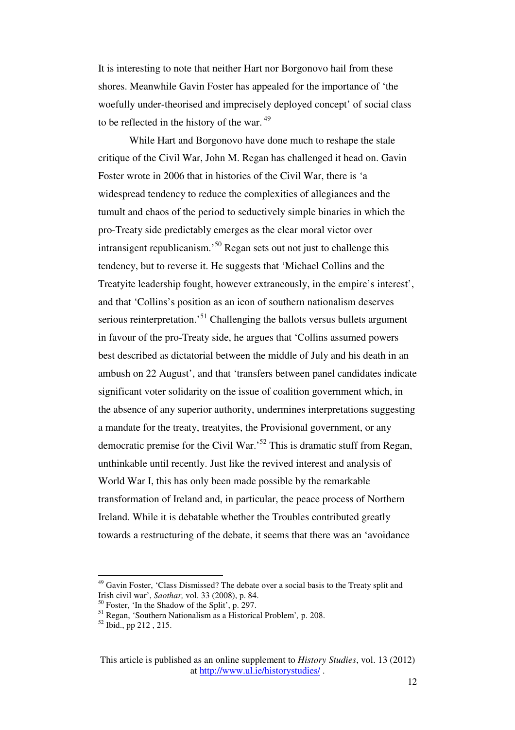It is interesting to note that neither Hart nor Borgonovo hail from these shores. Meanwhile Gavin Foster has appealed for the importance of 'the woefully under-theorised and imprecisely deployed concept' of social class to be reflected in the history of the war. [49]

While Hart and Borgonovo have done much to reshape the stale critique of the Civil War, John M. Regan has challenged it head on. Gavin Foster wrote in 2006 that in histories of the Civil War, there is 'a widespread tendency to reduce the complexities of allegiances and the tumult and chaos of the period to seductively simple binaries in which the pro-Treaty side predictably emerges as the clear moral victor over intransigent republicanism.'[50] Regan sets out not just to challenge this tendency, but to reverse it. He suggests that 'Michael Collins and the Treatyite leadership fought, however extraneously, in the empire's interest', and that 'Collins's position as an icon of southern nationalism deserves serious reinterpretation.'[51] Challenging the ballots versus bullets argument in favour of the pro-Treaty side, he argues that 'Collins assumed powers best described as dictatorial between the middle of July and his death in an ambush on 22 August', and that 'transfers between panel candidates indicate significant voter solidarity on the issue of coalition government which, in the absence of any superior authority, undermines interpretations suggesting a mandate for the treaty, treatyites, the Provisional government, or any democratic premise for the Civil War.'[52] This is dramatic stuff from Regan, unthinkable until recently. Just like the revived interest and analysis of World War I, this has only been made possible by the remarkable transformation of Ireland and, in particular, the peace process of Northern Ireland. While it is debatable whether the Troubles contributed greatly towards a restructuring of the debate, it seems that there was an 'avoidance

---

[49] Gavin Foster, 'Class Dismissed? The debate over a social basis to the Treaty split and Irish civil war', *Saothar,* vol. 33 (2008), p. 84.

[50] Foster, 'In the Shadow of the Split', p. 297.

[51] Regan, 'Southern Nationalism as a Historical Problem', p. 208.

[52] Ibid., pp 212 , 215.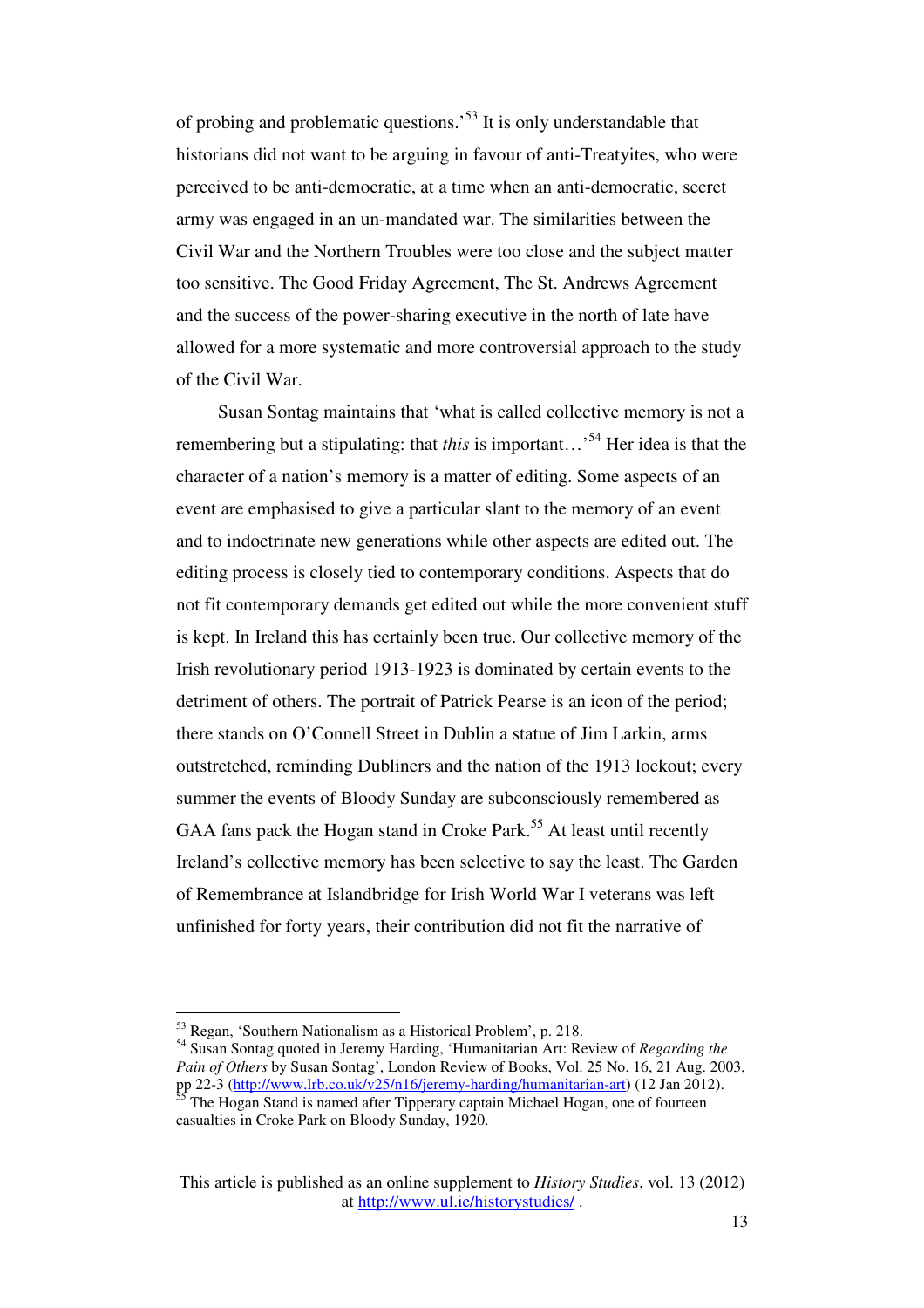of probing and problematic questions.'[53] It is only understandable that historians did not want to be arguing in favour of anti-Treatyites, who were perceived to be anti-democratic, at a time when an anti-democratic, secret army was engaged in an un-mandated war. The similarities between the Civil War and the Northern Troubles were too close and the subject matter too sensitive. The Good Friday Agreement, The St. Andrews Agreement and the success of the power-sharing executive in the north of late have allowed for a more systematic and more controversial approach to the study of the Civil War.

Susan Sontag maintains that 'what is called collective memory is not a remembering but a stipulating: that *this* is important…'[54] Her idea is that the character of a nation's memory is a matter of editing. Some aspects of an event are emphasised to give a particular slant to the memory of an event and to indoctrinate new generations while other aspects are edited out. The editing process is closely tied to contemporary conditions. Aspects that do not fit contemporary demands get edited out while the more convenient stuff is kept. In Ireland this has certainly been true. Our collective memory of the Irish revolutionary period 1913-1923 is dominated by certain events to the detriment of others. The portrait of Patrick Pearse is an icon of the period; there stands on O'Connell Street in Dublin a statue of Jim Larkin, arms outstretched, reminding Dubliners and the nation of the 1913 lockout; every summer the events of Bloody Sunday are subconsciously remembered as GAA fans pack the Hogan stand in Croke Park.[55] At least until recently Ireland's collective memory has been selective to say the least. The Garden of Remembrance at Islandbridge for Irish World War I veterans was left unfinished for forty years, their contribution did not fit the narrative of

---

[53] Regan, 'Southern Nationalism as a Historical Problem', p. 218.

[54] Susan Sontag quoted in Jeremy Harding, 'Humanitarian Art: Review of *Regarding the Pain of Others* by Susan Sontag', London Review of Books, Vol. 25 No. 16, 21 Aug. 2003, pp 22-3 (http://www.lrb.co.uk/v25/n16/jeremy-harding/humanitarian-art) (12 Jan 2012).

[55] The Hogan Stand is named after Tipperary captain Michael Hogan, one of fourteen casualties in Croke Park on Bloody Sunday, 1920.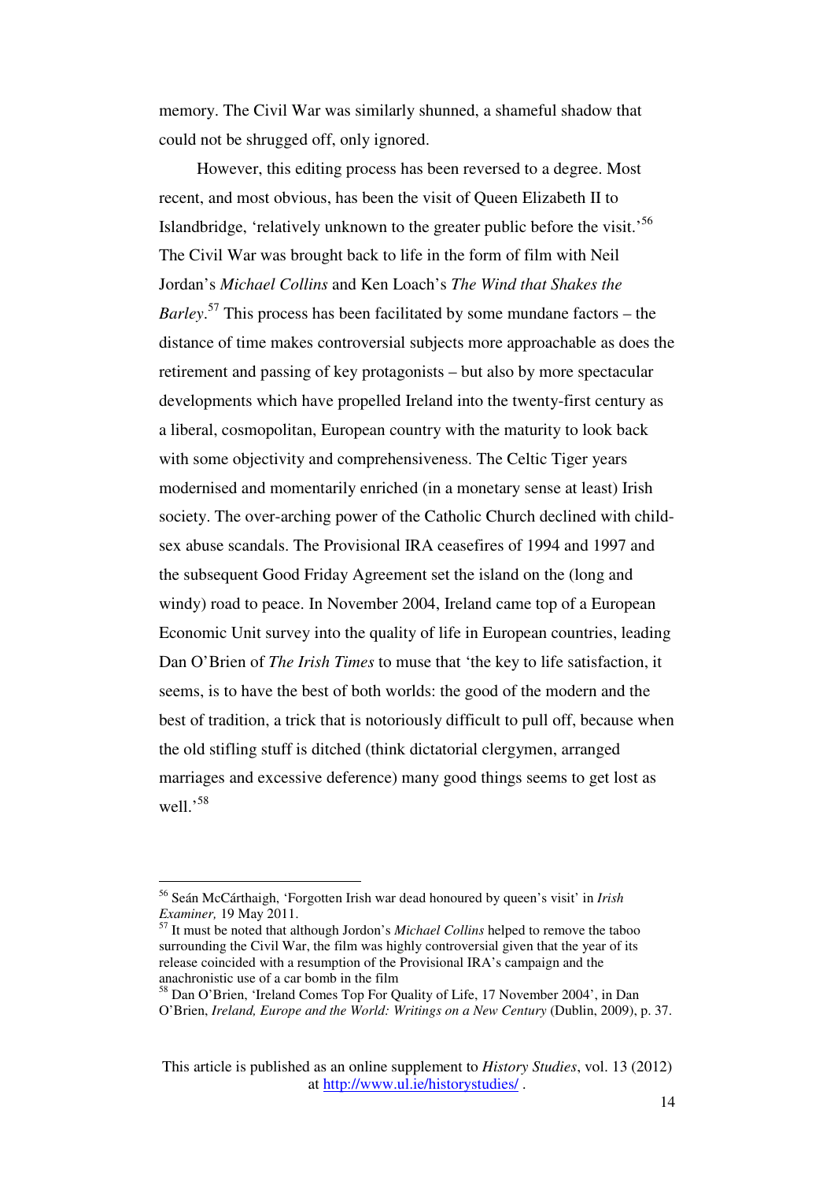memory. The Civil War was similarly shunned, a shameful shadow that could not be shrugged off, only ignored.

However, this editing process has been reversed to a degree. Most recent, and most obvious, has been the visit of Queen Elizabeth II to Islandbridge, 'relatively unknown to the greater public before the visit.'[56] The Civil War was brought back to life in the form of film with Neil Jordan's *Michael Collins* and Ken Loach's *The Wind that Shakes the Barley*.[57] This process has been facilitated by some mundane factors – the distance of time makes controversial subjects more approachable as does the retirement and passing of key protagonists – but also by more spectacular developments which have propelled Ireland into the twenty-first century as a liberal, cosmopolitan, European country with the maturity to look back with some objectivity and comprehensiveness. The Celtic Tiger years modernised and momentarily enriched (in a monetary sense at least) Irish society. The over-arching power of the Catholic Church declined with child-sex abuse scandals. The Provisional IRA ceasefires of 1994 and 1997 and the subsequent Good Friday Agreement set the island on the (long and windy) road to peace. In November 2004, Ireland came top of a European Economic Unit survey into the quality of life in European countries, leading Dan O'Brien of *The Irish Times* to muse that 'the key to life satisfaction, it seems, is to have the best of both worlds: the good of the modern and the best of tradition, a trick that is notoriously difficult to pull off, because when the old stifling stuff is ditched (think dictatorial clergymen, arranged marriages and excessive deference) many good things seems to get lost as well.'[58]

---

[56] Seán McCárthaigh, 'Forgotten Irish war dead honoured by queen's visit' in *Irish Examiner,* 19 May 2011.

[57] It must be noted that although Jordon's *Michael Collins* helped to remove the taboo surrounding the Civil War, the film was highly controversial given that the year of its release coincided with a resumption of the Provisional IRA's campaign and the anachronistic use of a car bomb in the film

[58] Dan O'Brien, 'Ireland Comes Top For Quality of Life, 17 November 2004', in Dan O'Brien, *Ireland, Europe and the World: Writings on a New Century* (Dublin, 2009), p. 37.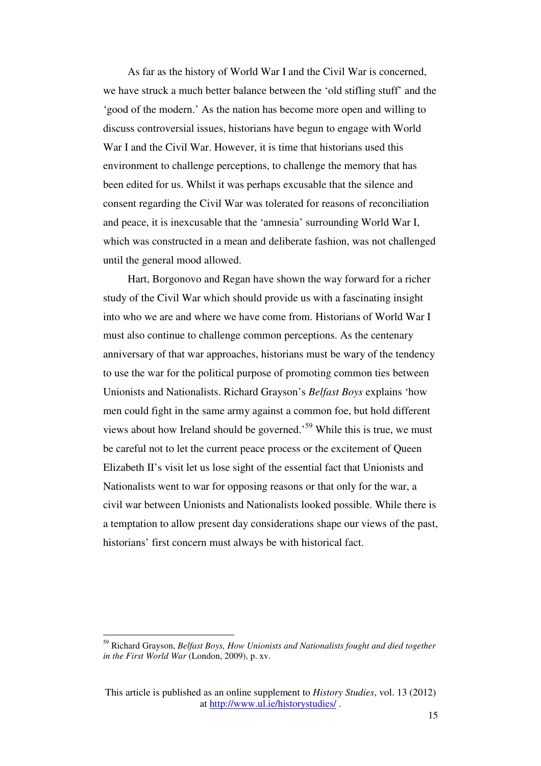As far as the history of World War I and the Civil War is concerned, we have struck a much better balance between the 'old stifling stuff' and the 'good of the modern.' As the nation has become more open and willing to discuss controversial issues, historians have begun to engage with World War I and the Civil War. However, it is time that historians used this environment to challenge perceptions, to challenge the memory that has been edited for us. Whilst it was perhaps excusable that the silence and consent regarding the Civil War was tolerated for reasons of reconciliation and peace, it is inexcusable that the 'amnesia' surrounding World War I, which was constructed in a mean and deliberate fashion, was not challenged until the general mood allowed.

Hart, Borgonovo and Regan have shown the way forward for a richer study of the Civil War which should provide us with a fascinating insight into who we are and where we have come from. Historians of World War I must also continue to challenge common perceptions. As the centenary anniversary of that war approaches, historians must be wary of the tendency to use the war for the political purpose of promoting common ties between Unionists and Nationalists. Richard Grayson's *Belfast Boys* explains 'how men could fight in the same army against a common foe, but hold different views about how Ireland should be governed.'[59] While this is true, we must be careful not to let the current peace process or the excitement of Queen Elizabeth II's visit let us lose sight of the essential fact that Unionists and Nationalists went to war for opposing reasons or that only for the war, a civil war between Unionists and Nationalists looked possible. While there is a temptation to allow present day considerations shape our views of the past, historians' first concern must always be with historical fact.

---

[59] Richard Grayson, *Belfast Boys, How Unionists and Nationalists fought and died together in the First World War* (London, 2009), p. xv.

This article is published as an online supplement to *History Studies*, vol. 13 (2012) at http://www.ul.ie/historystudies/ .